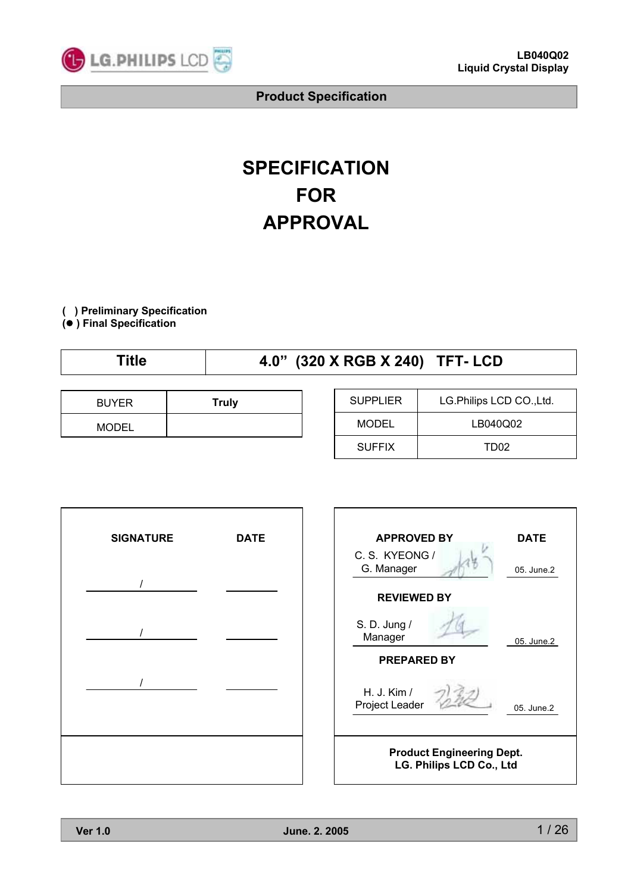LB040Q02
Liquid Crystal Display

**Product Specification**

# SPECIFICATION
# FOR
# APPROVAL

( ) Preliminary Specification
(●) Final Specification

| Title | 4.0" (320 X RGB X 240) TFT- LCD |
|---|---|

| BUYER | Truly |
|---|---|
| MODEL | |

| SUPPLIER | LG.Philips LCD CO.,Ltd. |
|---|---|
| MODEL | LB040Q02 |
| SUFFIX | TD02 |

| SIGNATURE | DATE |
|---|---|
| / | |
| / | |
| / | |

| APPROVED BY | DATE |
|---|---|
| C. S. KYEONG / G. Manager | 05. June.2 |
| **REVIEWED BY** | |
| S. D. Jung / Manager | 05. June.2 |
| **PREPARED BY** | |
| H. J. Kim / Project Leader | 05. June.2 |

**Product Engineering Dept.**
**LG. Philips LCD Co., Ltd**

Ver 1.0 June. 2. 2005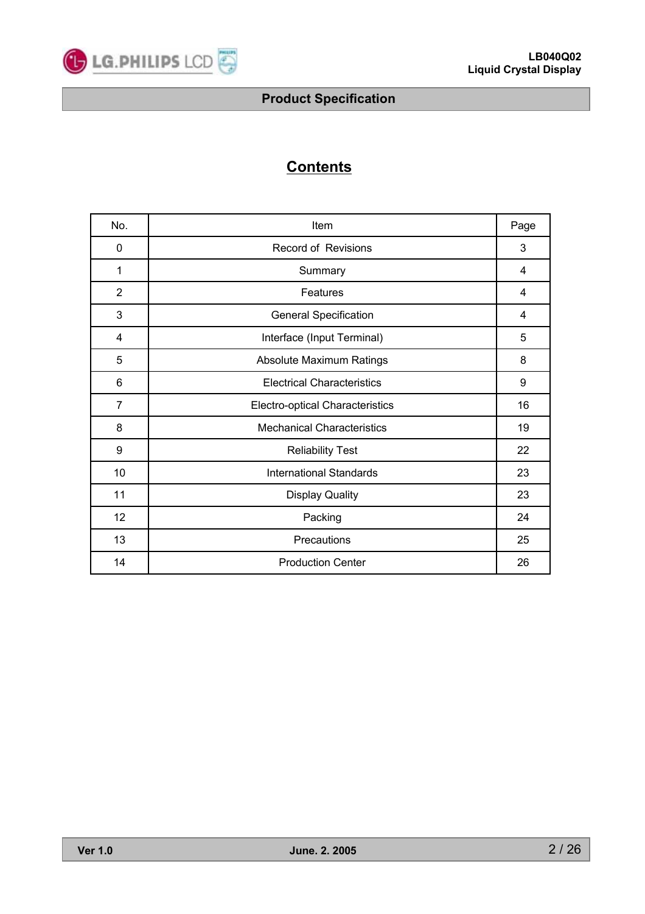## Product Specification

# Contents

| No. | Item | Page |
|---|---|---|
| 0 | Record of Revisions | 3 |
| 1 | Summary | 4 |
| 2 | Features | 4 |
| 3 | General Specification | 4 |
| 4 | Interface (Input Terminal) | 5 |
| 5 | Absolute Maximum Ratings | 8 |
| 6 | Electrical Characteristics | 9 |
| 7 | Electro-optical Characteristics | 16 |
| 8 | Mechanical Characteristics | 19 |
| 9 | Reliability Test | 22 |
| 10 | International Standards | 23 |
| 11 | Display Quality | 23 |
| 12 | Packing | 24 |
| 13 | Precautions | 25 |
| 14 | Production Center | 26 |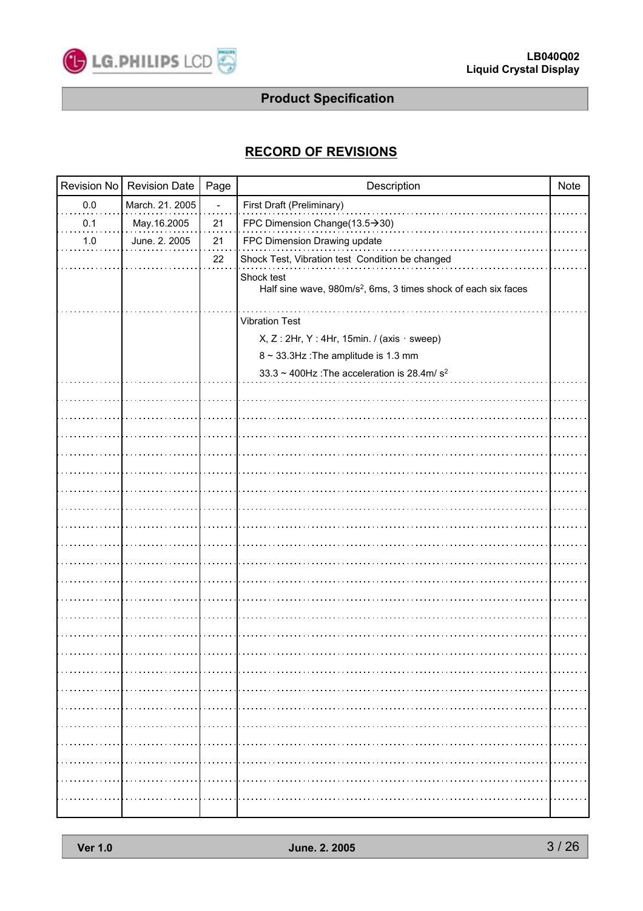## RECORD OF REVISIONS

| Revision No | Revision Date | Page | Description | Note |
|---|---|---|---|---|
| 0.0 | March. 21. 2005 | - | First Draft (Preliminary) | |
| 0.1 | May.16.2005 | 21 | FPC Dimension Change(13.5→30) | |
| 1.0 | June. 2. 2005 | 21 | FPC Dimension Drawing update | |
| | | 22 | Shock Test, Vibration test Condition be changed | |
| | | | Shock test<br>Half sine wave, 980m/s$^2$, 6ms, 3 times shock of each six faces | |
| | | | Vibration Test<br>X, Z : 2Hr, Y : 4Hr, 15min. / (axis · sweep)<br>8 ~ 33.3Hz :The amplitude is 1.3 mm<br>33.3 ~ 400Hz :The acceleration is 28.4m/ s$^2$ | |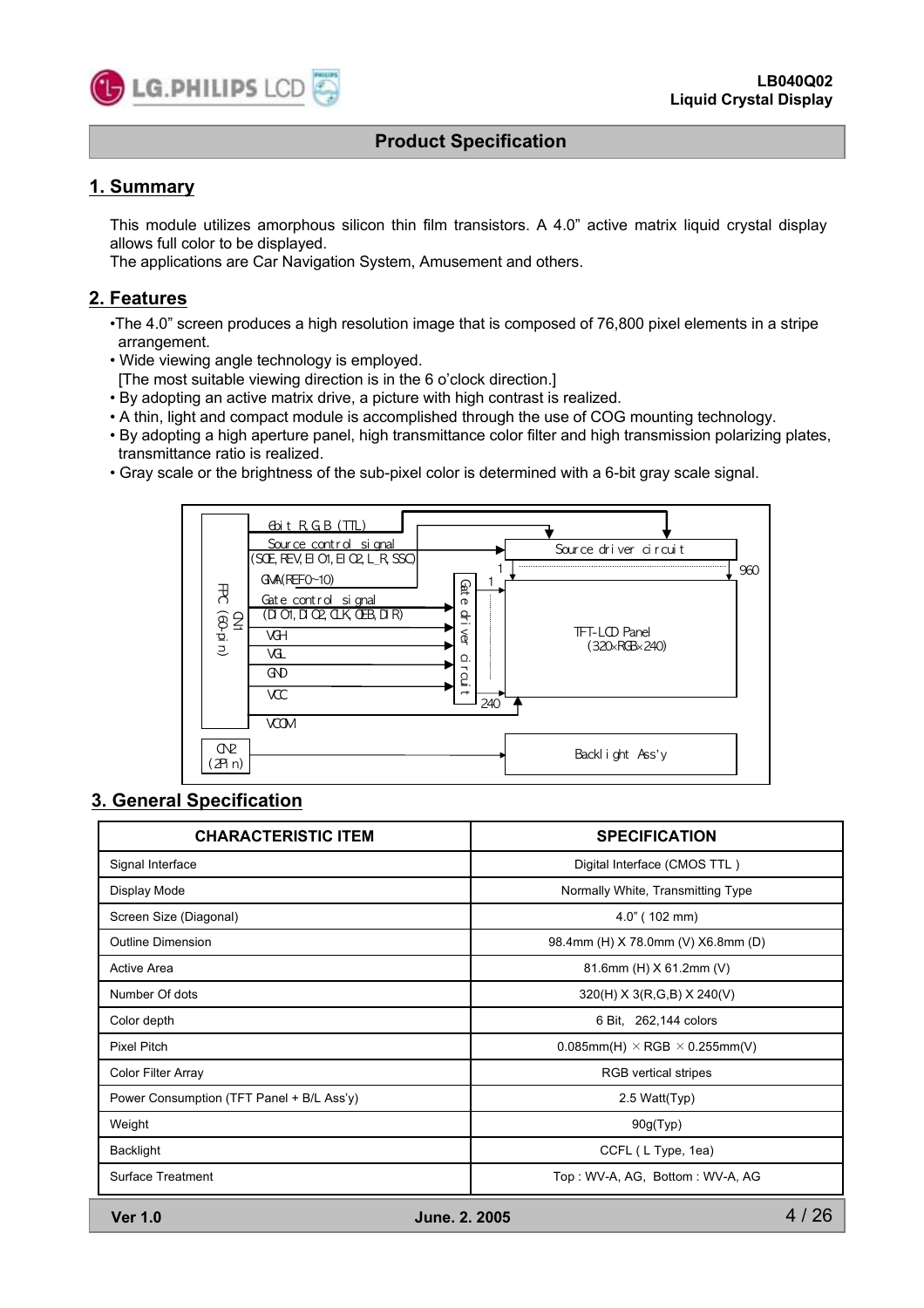## Product Specification

## 1. Summary

This module utilizes amorphous silicon thin film transistors. A 4.0" active matrix liquid crystal display allows full color to be displayed.
The applications are Car Navigation System, Amusement and others.

## 2. Features

- The 4.0" screen produces a high resolution image that is composed of 76,800 pixel elements in a stripe arrangement.
- Wide viewing angle technology is employed.
  [The most suitable viewing direction is in the 6 o'clock direction.]
- By adopting an active matrix drive, a picture with high contrast is realized.
- A thin, light and compact module is accomplished through the use of COG mounting technology.
- By adopting a high aperture panel, high transmittance color filter and high transmission polarizing plates, transmittance ratio is realized.
- Gray scale or the brightness of the sub-pixel color is determined with a 6-bit gray scale signal.

## 3. General Specification

| CHARACTERISTIC ITEM | SPECIFICATION |
| --- | --- |
| Signal Interface | Digital Interface (CMOS TTL ) |
| Display Mode | Normally White, Transmitting Type |
| Screen Size (Diagonal) | 4.0" ( 102 mm) |
| Outline Dimension | 98.4mm (H) X 78.0mm (V) X6.8mm (D) |
| Active Area | 81.6mm (H) X 61.2mm (V) |
| Number Of dots | 320(H) X 3(R,G,B) X 240(V) |
| Color depth | 6 Bit, 262,144 colors |
| Pixel Pitch | 0.085mm(H) × RGB × 0.255mm(V) |
| Color Filter Array | RGB vertical stripes |
| Power Consumption (TFT Panel + B/L Ass'y) | 2.5 Watt(Typ) |
| Weight | 90g(Typ) |
| Backlight | CCFL ( L Type, 1ea) |
| Surface Treatment | Top : WV-A, AG, Bottom : WV-A, AG |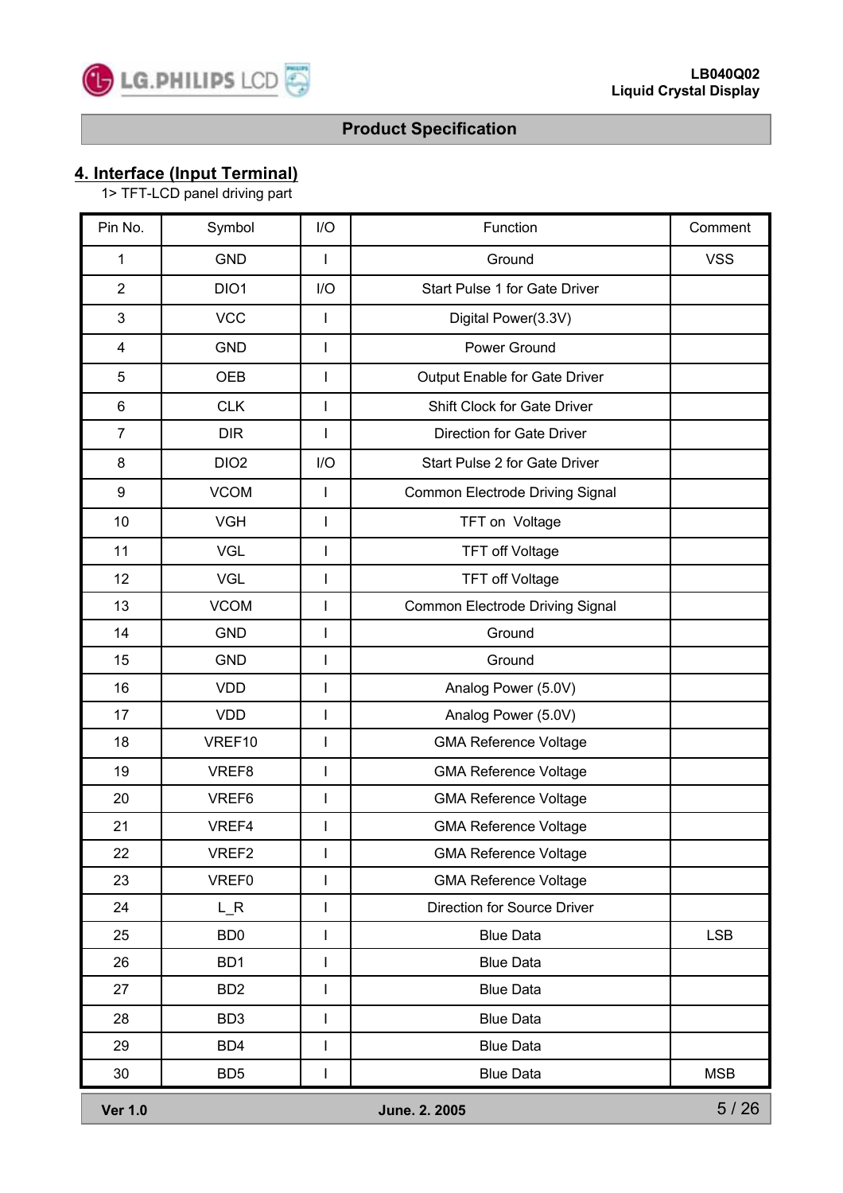## 4. Interface (Input Terminal)

1> TFT-LCD panel driving part

| Pin No. | Symbol | I/O | Function | Comment |
|---|---|---|---|---|
| 1 | GND | I | Ground | VSS |
| 2 | DIO1 | I/O | Start Pulse 1 for Gate Driver | |
| 3 | VCC | I | Digital Power(3.3V) | |
| 4 | GND | I | Power Ground | |
| 5 | OEB | I | Output Enable for Gate Driver | |
| 6 | CLK | I | Shift Clock for Gate Driver | |
| 7 | DIR | I | Direction for Gate Driver | |
| 8 | DIO2 | I/O | Start Pulse 2 for Gate Driver | |
| 9 | VCOM | I | Common Electrode Driving Signal | |
| 10 | VGH | I | TFT on Voltage | |
| 11 | VGL | I | TFT off Voltage | |
| 12 | VGL | I | TFT off Voltage | |
| 13 | VCOM | I | Common Electrode Driving Signal | |
| 14 | GND | I | Ground | |
| 15 | GND | I | Ground | |
| 16 | VDD | I | Analog Power (5.0V) | |
| 17 | VDD | I | Analog Power (5.0V) | |
| 18 | VREF10 | I | GMA Reference Voltage | |
| 19 | VREF8 | I | GMA Reference Voltage | |
| 20 | VREF6 | I | GMA Reference Voltage | |
| 21 | VREF4 | I | GMA Reference Voltage | |
| 22 | VREF2 | I | GMA Reference Voltage | |
| 23 | VREF0 | I | GMA Reference Voltage | |
| 24 | L_R | I | Direction for Source Driver | |
| 25 | BD0 | I | Blue Data | LSB |
| 26 | BD1 | I | Blue Data | |
| 27 | BD2 | I | Blue Data | |
| 28 | BD3 | I | Blue Data | |
| 29 | BD4 | I | Blue Data | |
| 30 | BD5 | I | Blue Data | MSB |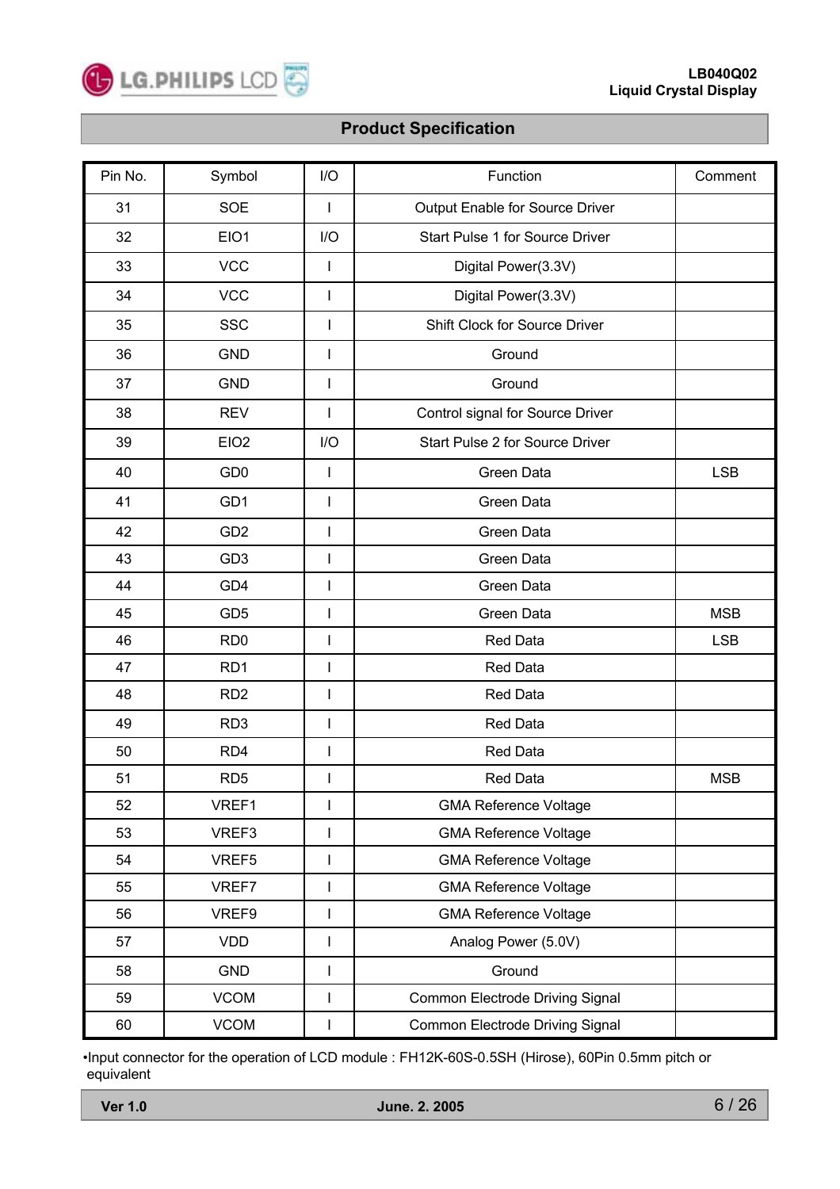## Product Specification

| Pin No. | Symbol | I/O | Function | Comment |
|---|---|---|---|---|
| 31 | SOE | I | Output Enable for Source Driver | |
| 32 | EIO1 | I/O | Start Pulse 1 for Source Driver | |
| 33 | VCC | I | Digital Power(3.3V) | |
| 34 | VCC | I | Digital Power(3.3V) | |
| 35 | SSC | I | Shift Clock for Source Driver | |
| 36 | GND | I | Ground | |
| 37 | GND | I | Ground | |
| 38 | REV | I | Control signal for Source Driver | |
| 39 | EIO2 | I/O | Start Pulse 2 for Source Driver | |
| 40 | GD0 | I | Green Data | LSB |
| 41 | GD1 | I | Green Data | |
| 42 | GD2 | I | Green Data | |
| 43 | GD3 | I | Green Data | |
| 44 | GD4 | I | Green Data | |
| 45 | GD5 | I | Green Data | MSB |
| 46 | RD0 | I | Red Data | LSB |
| 47 | RD1 | I | Red Data | |
| 48 | RD2 | I | Red Data | |
| 49 | RD3 | I | Red Data | |
| 50 | RD4 | I | Red Data | |
| 51 | RD5 | I | Red Data | MSB |
| 52 | VREF1 | I | GMA Reference Voltage | |
| 53 | VREF3 | I | GMA Reference Voltage | |
| 54 | VREF5 | I | GMA Reference Voltage | |
| 55 | VREF7 | I | GMA Reference Voltage | |
| 56 | VREF9 | I | GMA Reference Voltage | |
| 57 | VDD | I | Analog Power (5.0V) | |
| 58 | GND | I | Ground | |
| 59 | VCOM | I | Common Electrode Driving Signal | |
| 60 | VCOM | I | Common Electrode Driving Signal | |

•Input connector for the operation of LCD module : FH12K-60S-0.5SH (Hirose), 60Pin 0.5mm pitch or equivalent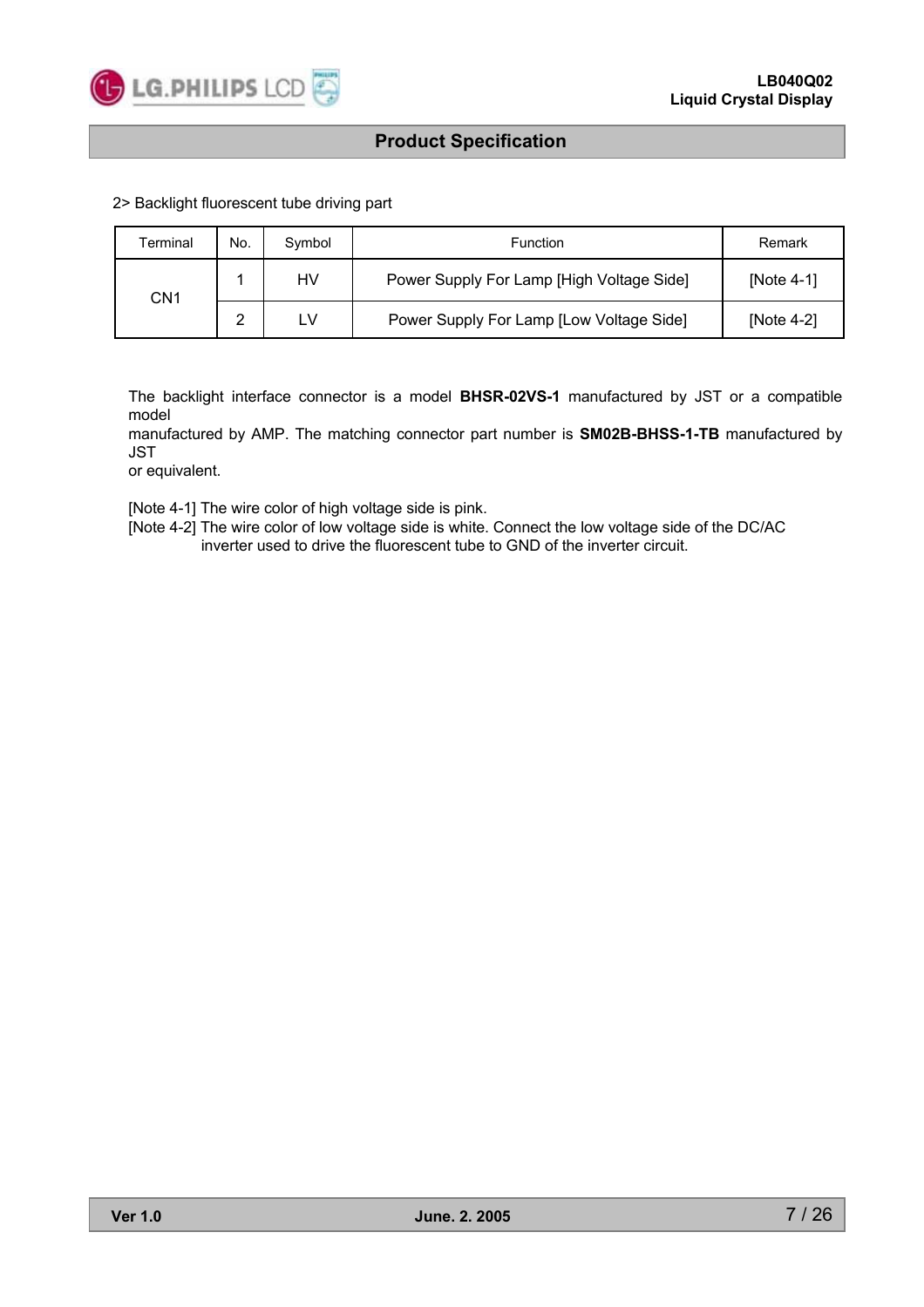2> Backlight fluorescent tube driving part

| Terminal | No. | Symbol | Function | Remark |
|---|---|---|---|---|
| CN1 | 1 | HV | Power Supply For Lamp [High Voltage Side] | [Note 4-1] |
| | 2 | LV | Power Supply For Lamp [Low Voltage Side] | [Note 4-2] |

The backlight interface connector is a model **BHSR-02VS-1** manufactured by JST or a compatible model manufactured by AMP. The matching connector part number is **SM02B-BHSS-1-TB** manufactured by JST or equivalent.

[Note 4-1] The wire color of high voltage side is pink.
[Note 4-2] The wire color of low voltage side is white. Connect the low voltage side of the DC/AC inverter used to drive the fluorescent tube to GND of the inverter circuit.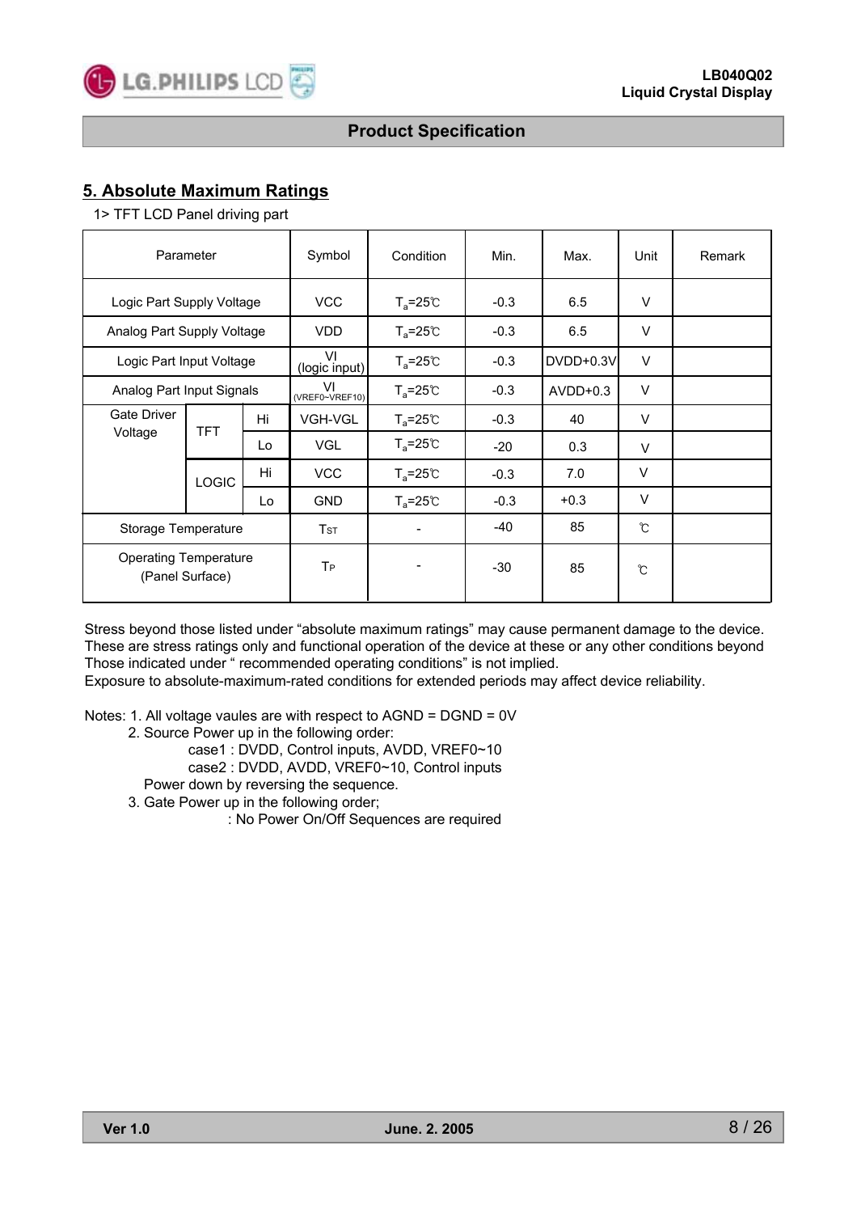## 5. Absolute Maximum Ratings

1> TFT LCD Panel driving part

| Parameter | | | Symbol | Condition | Min. | Max. | Unit | Remark |
|---|---|---|---|---|---|---|---|---|
| Logic Part Supply Voltage | | | VCC | $T_a$=25℃ | -0.3 | 6.5 | V | |
| Analog Part Supply Voltage | | | VDD | $T_a$=25℃ | -0.3 | 6.5 | V | |
| Logic Part Input Voltage | | | VI (logic input) | $T_a$=25℃ | -0.3 | DVDD+0.3V | V | |
| Analog Part Input Signals | | | VI (VREF0~VREF10) | $T_a$=25℃ | -0.3 | AVDD+0.3 | V | |
| Gate Driver Voltage | TFT | Hi | VGH-VGL | $T_a$=25℃ | -0.3 | 40 | V | |
| | | Lo | VGL | $T_a$=25℃ | -20 | 0.3 | V | |
| | LOGIC | Hi | VCC | $T_a$=25℃ | -0.3 | 7.0 | V | |
| | | Lo | GND | $T_a$=25℃ | -0.3 | +0.3 | V | |
| Storage Temperature | | | $T_{ST}$ | - | -40 | 85 | ℃ | |
| Operating Temperature (Panel Surface) | | | $T_P$ | - | -30 | 85 | ℃ | |

Stress beyond those listed under "absolute maximum ratings" may cause permanent damage to the device. These are stress ratings only and functional operation of the device at these or any other conditions beyond Those indicated under " recommended operating conditions" is not implied.
Exposure to absolute-maximum-rated conditions for extended periods may affect device reliability.

Notes: 1. All voltage vaules are with respect to AGND = DGND = 0V
2. Source Power up in the following order:
case1 : DVDD, Control inputs, AVDD, VREF0~10
case2 : DVDD, AVDD, VREF0~10, Control inputs
Power down by reversing the sequence.
3. Gate Power up in the following order;
: No Power On/Off Sequences are required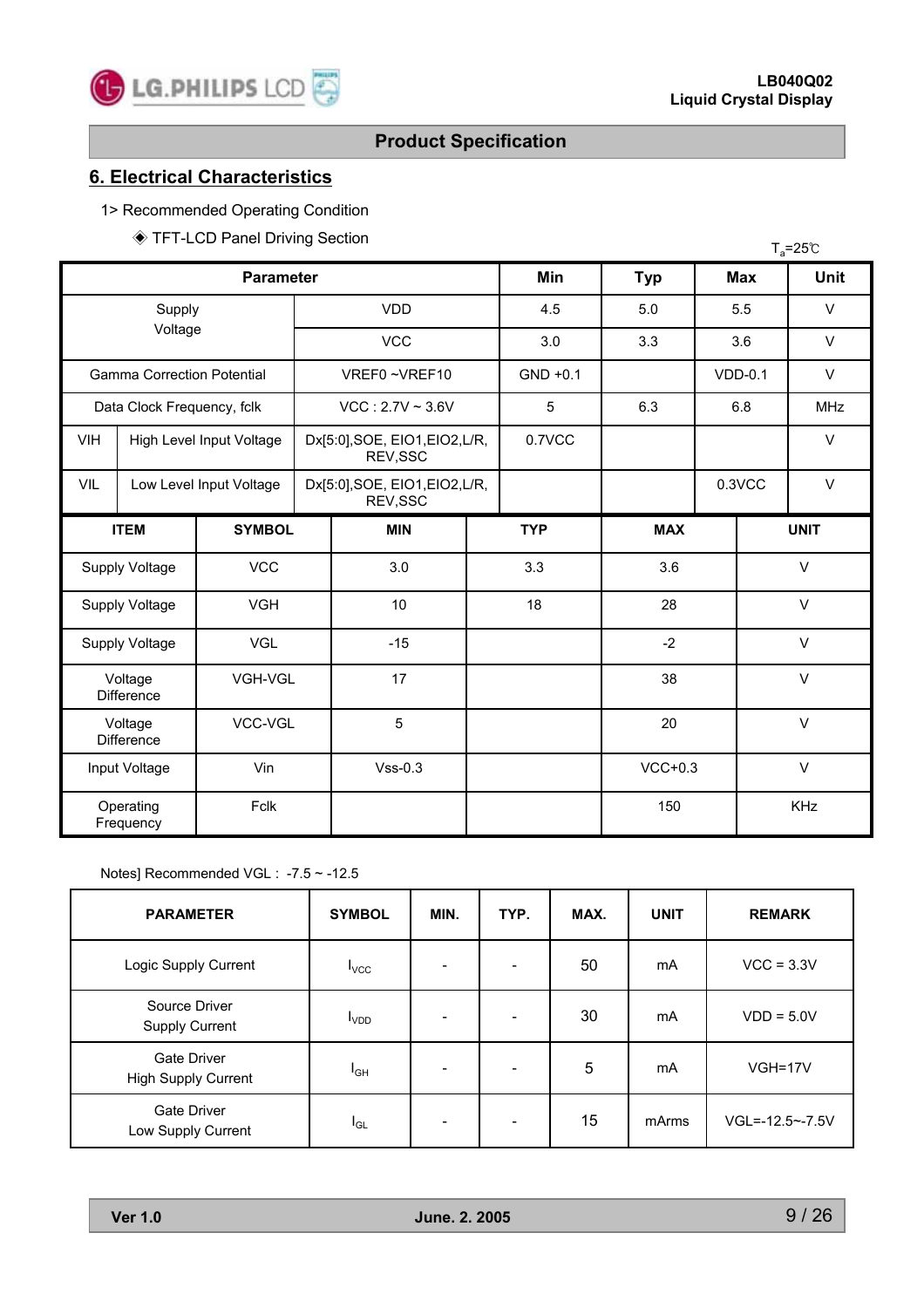# 6. Electrical Characteristics

1> Recommended Operating Condition

◈ TFT-LCD Panel Driving Section

$T_a$=25℃

| Parameter | | | Min | Typ | Max | Unit |
|---|---|---|---|---|---|---|
| Supply Voltage | | VDD | 4.5 | 5.0 | 5.5 | V |
| | | VCC | 3.0 | 3.3 | 3.6 | V |
| Gamma Correction Potential | | VREF0 ~VREF10 | GND +0.1 | | VDD-0.1 | V |
| Data Clock Frequency, fclk | | VCC : 2.7V ~ 3.6V | 5 | 6.3 | 6.8 | MHz |
| VIH | High Level Input Voltage | Dx[5:0],SOE, EIO1,EIO2,L/R, REV,SSC | 0.7VCC | | | V |
| VIL | Low Level Input Voltage | Dx[5:0],SOE, EIO1,EIO2,L/R, REV,SSC | | | 0.3VCC | V |

| ITEM | SYMBOL | MIN | TYP | MAX | UNIT |
|---|---|---|---|---|---|
| Supply Voltage | VCC | 3.0 | 3.3 | 3.6 | V |
| Supply Voltage | VGH | 10 | 18 | 28 | V |
| Supply Voltage | VGL | -15 | | -2 | V |
| Voltage Difference | VGH-VGL | 17 | | 38 | V |
| Voltage Difference | VCC-VGL | 5 | | 20 | V |
| Input Voltage | Vin | Vss-0.3 | | VCC+0.3 | V |
| Operating Frequency | Fclk | | | 150 | KHz |

Notes] Recommended VGL : -7.5 ~ -12.5

| PARAMETER | SYMBOL | MIN. | TYP. | MAX. | UNIT | REMARK |
|---|---|---|---|---|---|---|
| Logic Supply Current | $I_{VCC}$ | - | - | 50 | mA | VCC = 3.3V |
| Source Driver Supply Current | $I_{VDD}$ | - | - | 30 | mA | VDD = 5.0V |
| Gate Driver High Supply Current | $I_{GH}$ | - | - | 5 | mA | VGH=17V |
| Gate Driver Low Supply Current | $I_{GL}$ | - | - | 15 | mArms | VGL=-12.5~-7.5V |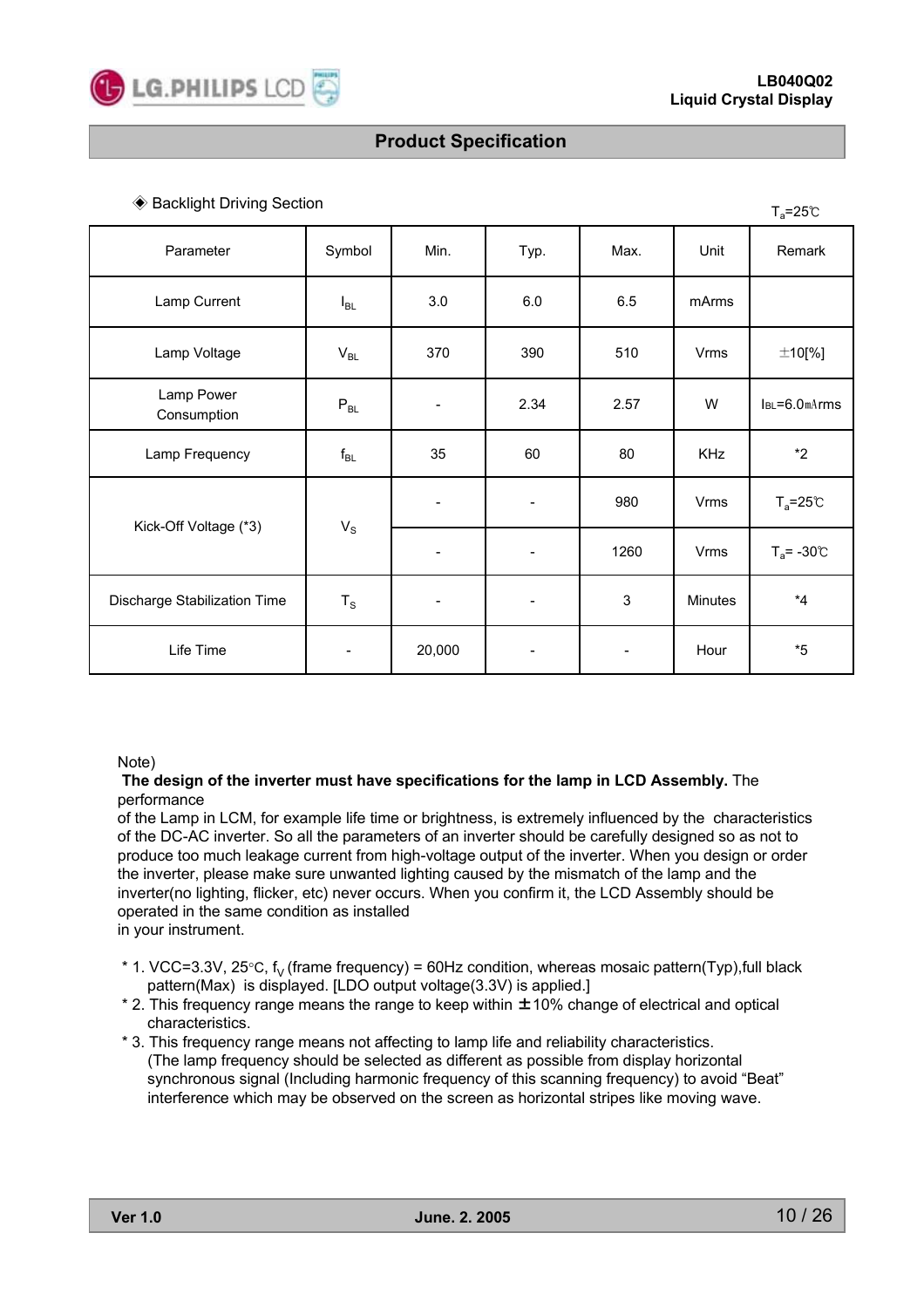## Product Specification

◈ Backlight Driving Section

$T_a$=25℃

| Parameter | Symbol | Min. | Typ. | Max. | Unit | Remark |
|---|---|---|---|---|---|---|
| Lamp Current | $I_{BL}$ | 3.0 | 6.0 | 6.5 | mArms | |
| Lamp Voltage | $V_{BL}$ | 370 | 390 | 510 | Vrms | ±10[%] |
| Lamp Power Consumption | $P_{BL}$ | - | 2.34 | 2.57 | W | $I_{BL}$=6.0mArms |
| Lamp Frequency | $f_{BL}$ | 35 | 60 | 80 | KHz | *2 |
| Kick-Off Voltage (*3) | $V_S$ | - | - | 980 | Vrms | $T_a$=25℃ |
| | | - | - | 1260 | Vrms | $T_a$= -30℃ |
| Discharge Stabilization Time | $T_S$ | - | - | 3 | Minutes | *4 |
| Life Time | - | 20,000 | - | - | Hour | *5 |

Note)
**The design of the inverter must have specifications for the lamp in LCD Assembly.** The performance of the Lamp in LCM, for example life time or brightness, is extremely influenced by the characteristics of the DC-AC inverter. So all the parameters of an inverter should be carefully designed so as not to produce too much leakage current from high-voltage output of the inverter. When you design or order the inverter, please make sure unwanted lighting caused by the mismatch of the lamp and the inverter(no lighting, flicker, etc) never occurs. When you confirm it, the LCD Assembly should be operated in the same condition as installed in your instrument.

* 1. VCC=3.3V, 25°C, $f_V$ (frame frequency) = 60Hz condition, whereas mosaic pattern(Typ),full black pattern(Max) is displayed. [LDO output voltage(3.3V) is applied.]
* 2. This frequency range means the range to keep within ±10% change of electrical and optical characteristics.
* 3. This frequency range means not affecting to lamp life and reliability characteristics. (The lamp frequency should be selected as different as possible from display horizontal synchronous signal (Including harmonic frequency of this scanning frequency) to avoid "Beat" interference which may be observed on the screen as horizontal stripes like moving wave.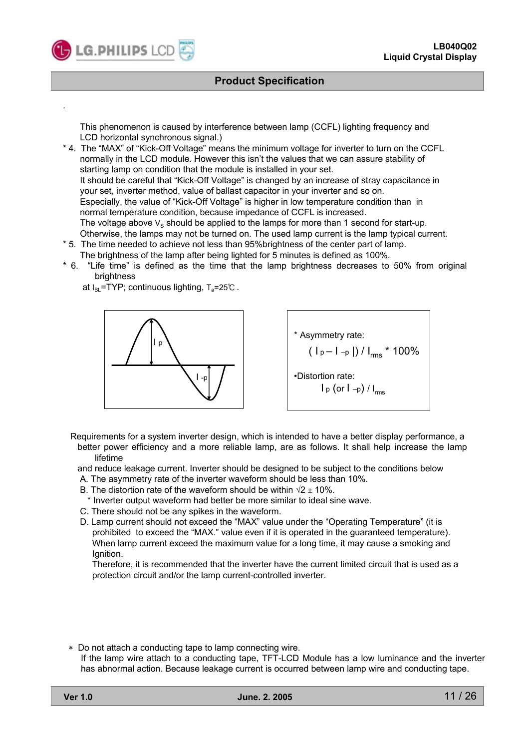This phenomenon is caused by interference between lamp (CCFL) lighting frequency and LCD horizontal synchronous signal.)

* 4. The "MAX" of "Kick-Off Voltage" means the minimum voltage for inverter to turn on the CCFL normally in the LCD module. However this isn't the values that we can assure stability of starting lamp on condition that the module is installed in your set.
  It should be careful that "Kick-Off Voltage" is changed by an increase of stray capacitance in your set, inverter method, value of ballast capacitor in your inverter and so on.
  Especially, the value of "Kick-Off Voltage" is higher in low temperature condition than in normal temperature condition, because impedance of CCFL is increased.
  The voltage above $V_S$ should be applied to the lamps for more than 1 second for start-up. Otherwise, the lamps may not be turned on. The used lamp current is the lamp typical current.
* 5. The time needed to achieve not less than 95%brightness of the center part of lamp.
  The brightness of the lamp after being lighted for 5 minutes is defined as 100%.
* 6. "Life time" is defined as the time that the lamp brightness decreases to 50% from original brightness
  at $I_{BL}$=TYP; continuous lighting, $T_a$=25℃ .

* Asymmetry rate:

$$( I_p – I_{-p} |) / I_{rms} * 100\%$$

•Distortion rate:

$$I_p \text{ (or } I_{-p}) / I_{rms}$$

Requirements for a system inverter design, which is intended to have a better display performance, a better power efficiency and a more reliable lamp, are as follows. It shall help increase the lamp lifetime and reduce leakage current. Inverter should be designed to be subject to the conditions below

A. The asymmetry rate of the inverter waveform should be less than 10%.

B. The distortion rate of the waveform should be within $\sqrt{2} \pm 10\%$.
  * Inverter output waveform had better be more similar to ideal sine wave.

C. There should not be any spikes in the waveform.

D. Lamp current should not exceed the "MAX" value under the "Operating Temperature" (it is prohibited to exceed the "MAX." value even if it is operated in the guaranteed temperature).
  When lamp current exceed the maximum value for a long time, it may cause a smoking and Ignition.
  Therefore, it is recommended that the inverter have the current limited circuit that is used as a protection circuit and/or the lamp current-controlled inverter.

∗ Do not attach a conducting tape to lamp connecting wire.
  If the lamp wire attach to a conducting tape, TFT-LCD Module has a low luminance and the inverter has abnormal action. Because leakage current is occurred between lamp wire and conducting tape.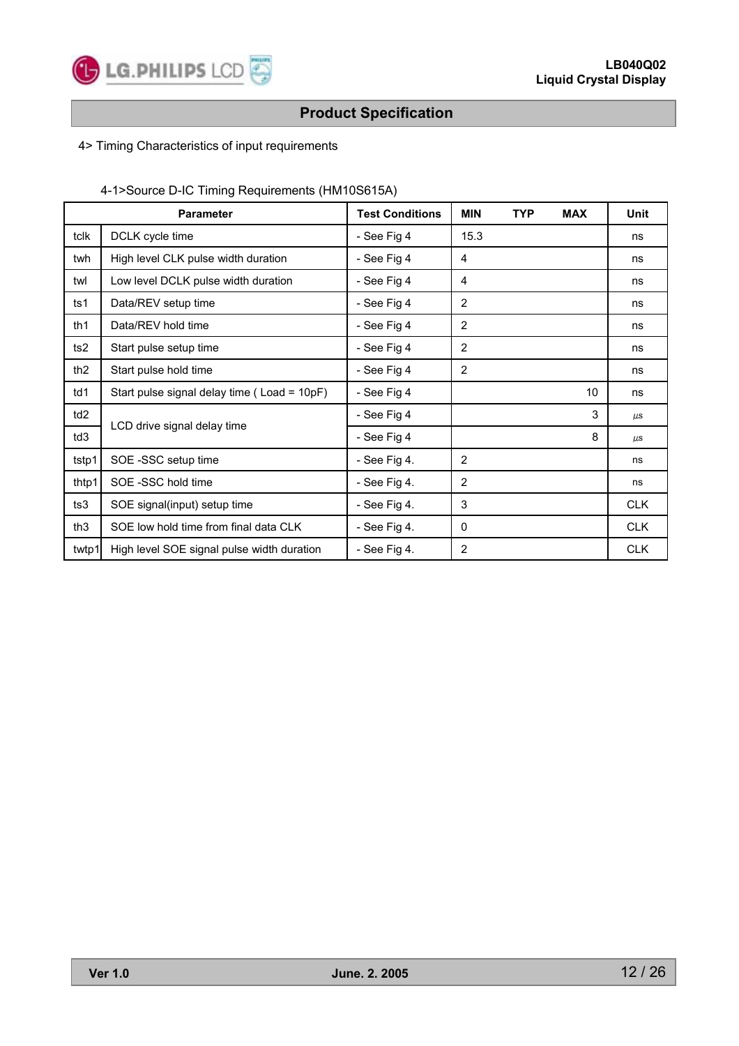## Product Specification

4> Timing Characteristics of input requirements

4-1>Source D-IC Timing Requirements (HM10S615A)

| Parameter | | Test Conditions | MIN | TYP | MAX | Unit |
|---|---|---|---|---|---|---|
| tclk | DCLK cycle time | - See Fig 4 | 15.3 | | | ns |
| twh | High level CLK pulse width duration | - See Fig 4 | 4 | | | ns |
| twl | Low level DCLK pulse width duration | - See Fig 4 | 4 | | | ns |
| ts1 | Data/REV setup time | - See Fig 4 | 2 | | | ns |
| th1 | Data/REV hold time | - See Fig 4 | 2 | | | ns |
| ts2 | Start pulse setup time | - See Fig 4 | 2 | | | ns |
| th2 | Start pulse hold time | - See Fig 4 | 2 | | | ns |
| td1 | Start pulse signal delay time ( Load = 10pF) | - See Fig 4 | | | 10 | ns |
| td2 | LCD drive signal delay time | - See Fig 4 | | | 3 | ㎲ |
| td3 | | - See Fig 4 | | | 8 | ㎲ |
| tstp1 | SOE -SSC setup time | - See Fig 4. | 2 | | | ns |
| thtp1 | SOE -SSC hold time | - See Fig 4. | 2 | | | ns |
| ts3 | SOE signal(input) setup time | - See Fig 4. | 3 | | | CLK |
| th3 | SOE low hold time from final data CLK | - See Fig 4. | 0 | | | CLK |
| twtp1 | High level SOE signal pulse width duration | - See Fig 4. | 2 | | | CLK |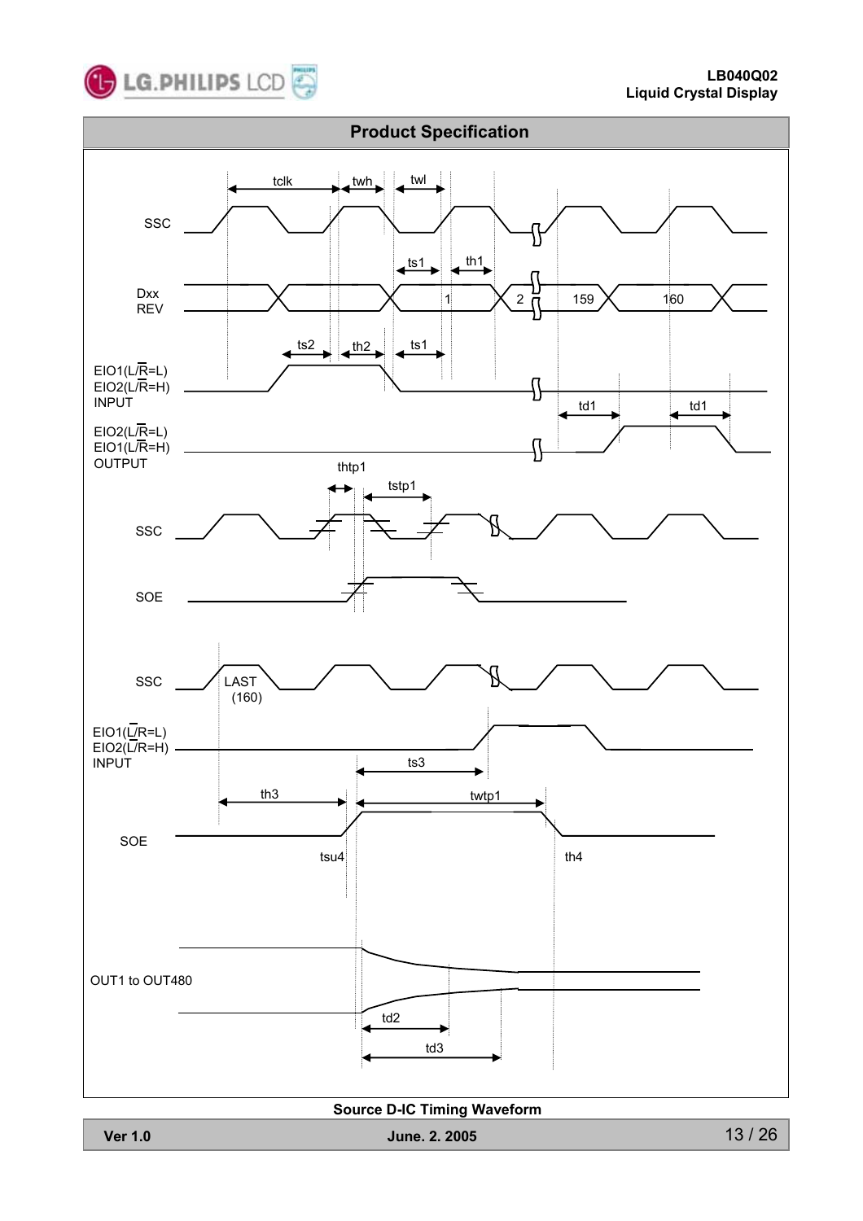## Product Specification

SSC

tclk twh twl

Dxx
REV

ts1 th1

1 2 159 160

EIO1(L/R=L)
EIO2(L/R=H)
INPUT

ts2 th2 ts1

EIO2(L/R=L)
EIO1(L/R=H)
OUTPUT

td1 td1

thtp1 tstp1

SSC

SOE

SSC

LAST
(160)

EIO1(L/R=L)
EIO2(L/R=H)
INPUT

ts3

th3 twtp1

SOE

tsu4 th4

OUT1 to OUT480

td2

td3

**Source D-IC Timing Waveform**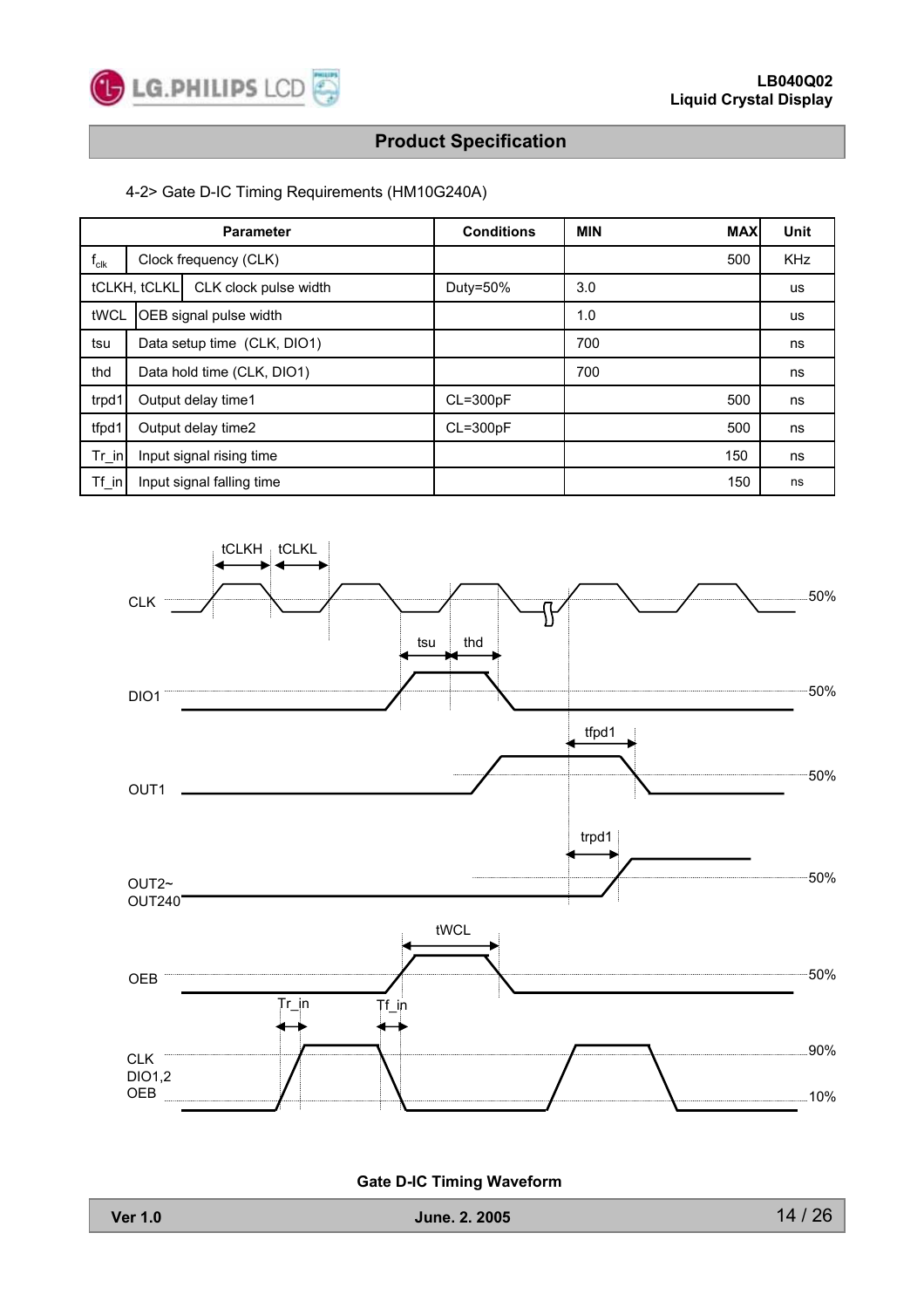## Product Specification

4-2> Gate D-IC Timing Requirements (HM10G240A)

| Parameter | | Conditions | MIN | MAX | Unit |
|---|---|---|---|---|---|
| $f_{clk}$ | Clock frequency (CLK) | | | 500 | KHz |
| tCLKH, tCLKL | CLK clock pulse width | Duty=50% | 3.0 | | us |
| tWCL | OEB signal pulse width | | 1.0 | | us |
| tsu | Data setup time (CLK, DIO1) | | 700 | | ns |
| thd | Data hold time (CLK, DIO1) | | 700 | | ns |
| trpd1 | Output delay time1 | CL=300pF | | 500 | ns |
| tfpd1 | Output delay time2 | CL=300pF | | 500 | ns |
| Tr_in | Input signal rising time | | | 150 | ns |
| Tf_in | Input signal falling time | | | 150 | ns |

Gate D-IC Timing Waveform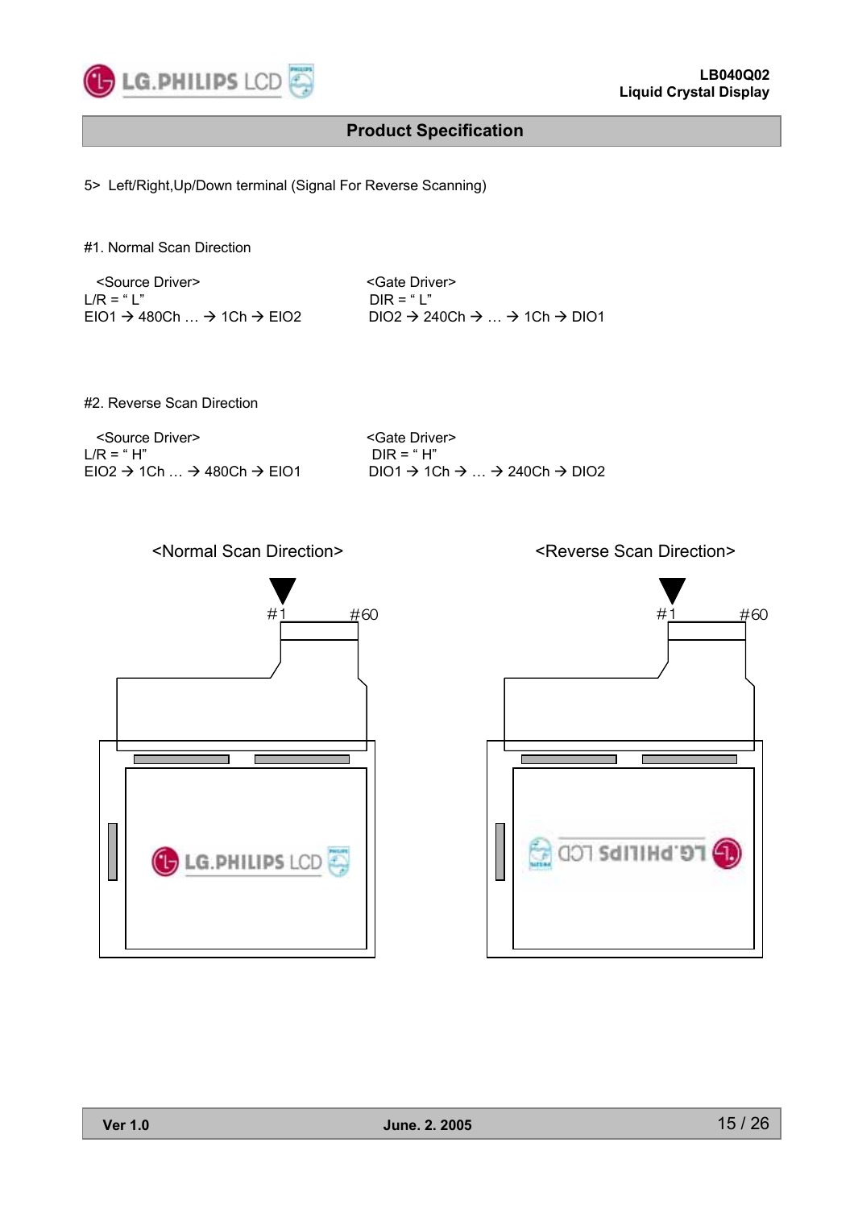5> Left/Right,Up/Down terminal (Signal For Reverse Scanning)

#1. Normal Scan Direction

| <Source Driver> | <Gate Driver> |
|---|---|
| L/R = " L" | DIR = " L" |
| EIO1 → 480Ch … → 1Ch → EIO2 | DIO2 → 240Ch → … → 1Ch → DIO1 |

#2. Reverse Scan Direction

| <Source Driver> | <Gate Driver> |
|---|---|
| L/R = " H" | DIR = " H" |
| EIO2 → 1Ch … → 480Ch → EIO1 | DIO1 → 1Ch → … → 240Ch → DIO2 |

<Normal Scan Direction>

#1 #60

<Reverse Scan Direction>

#1 #60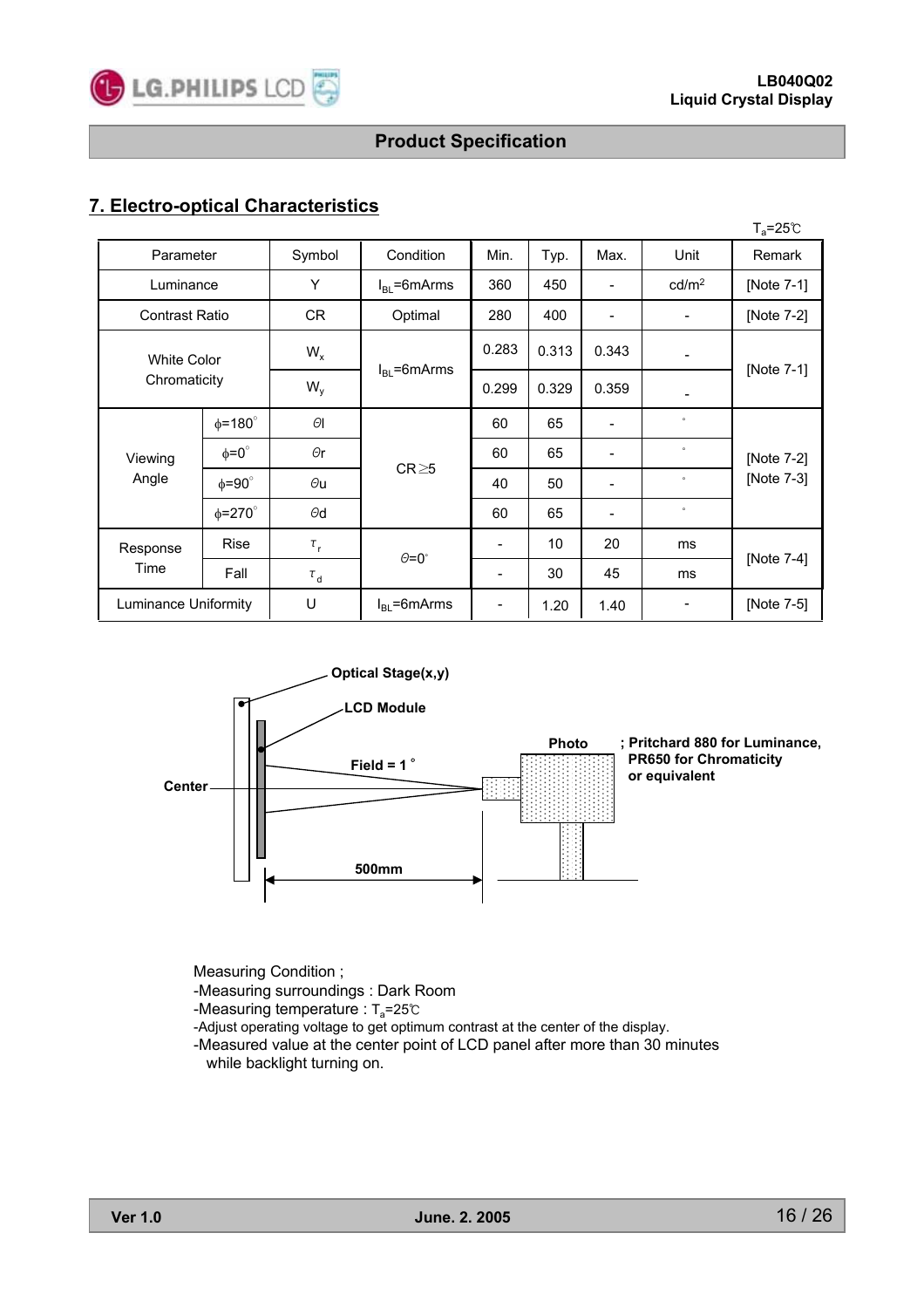## 7. Electro-optical Characteristics

$T_a$=25℃

| Parameter | | Symbol | Condition | Min. | Typ. | Max. | Unit | Remark |
|---|---|---|---|---|---|---|---|---|
| Luminance | | Y | $I_{BL}$=6mArms | 360 | 450 | - | cd/m² | [Note 7-1] |
| Contrast Ratio | | CR | Optimal | 280 | 400 | - | - | [Note 7-2] |
| White Color Chromaticity | | $W_x$ | $I_{BL}$=6mArms | 0.283 | 0.313 | 0.343 | - | [Note 7-1] |
| | | $W_y$ | | 0.299 | 0.329 | 0.359 | - | |
| Viewing Angle | ϕ=180° | θl | CR≥5 | 60 | 65 | - | ° | [Note 7-2] [Note 7-3] |
| | ϕ=0° | θr | | 60 | 65 | - | ° | |
| | ϕ=90° | θu | | 40 | 50 | - | ° | |
| | ϕ=270° | θd | | 60 | 65 | - | ° | |
| Response Time | Rise | $\tau_r$ | θ=0° | - | 10 | 20 | ms | [Note 7-4] |
| | Fall | $\tau_d$ | | - | 30 | 45 | ms | |
| Luminance Uniformity | | U | $I_{BL}$=6mArms | - | 1.20 | 1.40 | - | [Note 7-5] |

Optical Stage(x,y)

LCD Module

Field = 1 °

Center

500mm

Photo ; Pritchard 880 for Luminance, PR650 for Chromaticity or equivalent

Measuring Condition ;
- Measuring surroundings : Dark Room
- Measuring temperature : $T_a$=25℃
- Adjust operating voltage to get optimum contrast at the center of the display.
- Measured value at the center point of LCD panel after more than 30 minutes while backlight turning on.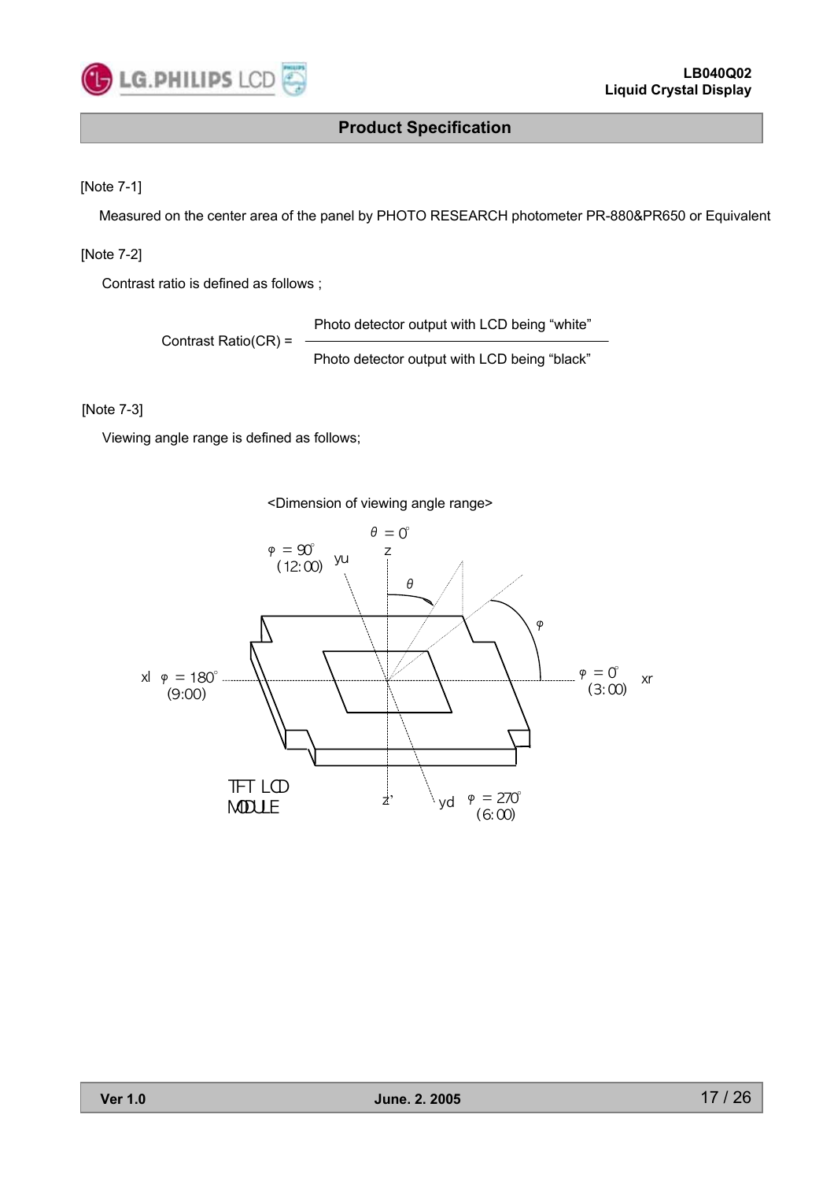[Note 7-1]

Measured on the center area of the panel by PHOTO RESEARCH photometer PR-880&PR650 or Equivalent

[Note 7-2]

Contrast ratio is defined as follows ;

$$\text{Contrast Ratio(CR)} = \frac{\text{Photo detector output with LCD being “white”}}{\text{Photo detector output with LCD being “black”}}$$

[Note 7-3]

Viewing angle range is defined as follows;

<Dimension of viewing angle range>

$\theta = 0°$ z

$\varphi = 90°$ (12:00) yu

$\theta$

$\varphi$

xl $\varphi = 180°$ (9:00)

$\varphi = 0°$ (3:00) xr

TFT LCD MODULE

z'

yd $\varphi = 270°$ (6:00)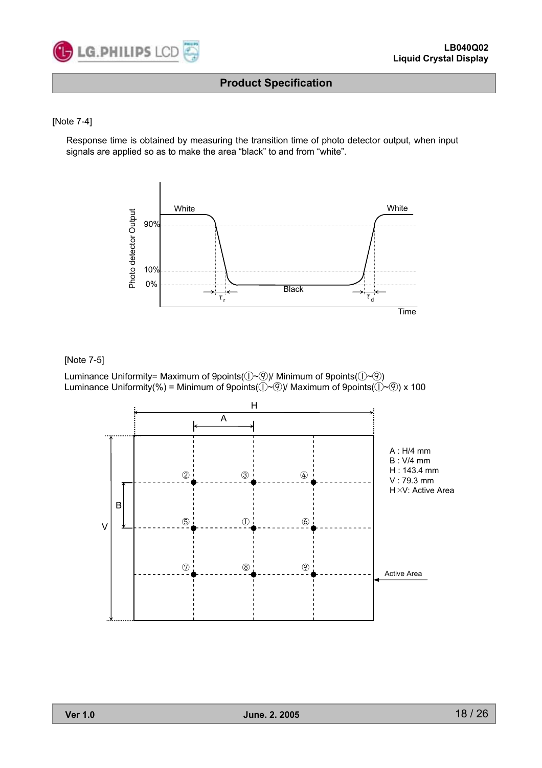[Note 7-4]

Response time is obtained by measuring the transition time of photo detector output, when input signals are applied so as to make the area “black” to and from “white”.

[Note 7-5]

Luminance Uniformity= Maximum of 9points(①~⑨)/ Minimum of 9points(①~⑨)
Luminance Uniformity(%) = Minimum of 9points(①~⑨)/ Maximum of 9points(①~⑨) x 100

A : H/4 mm
B : V/4 mm
H : 143.4 mm
V : 79.3 mm
H ×V: Active Area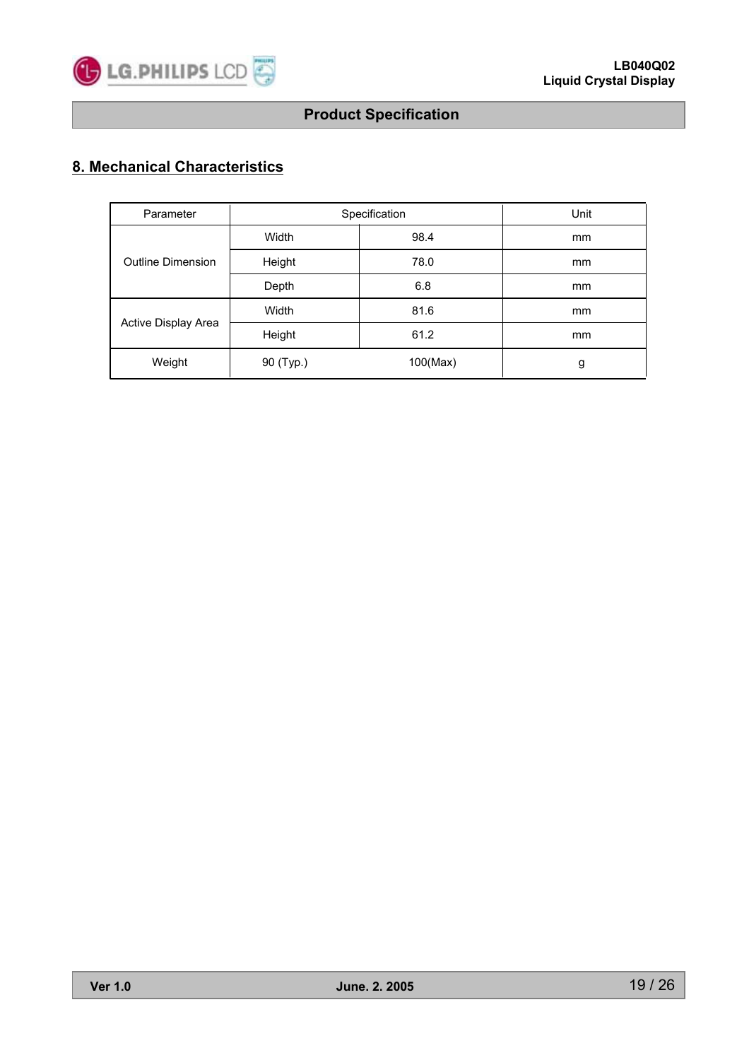## 8. Mechanical Characteristics

| Parameter | Specification | | Unit |
|---|---|---|---|
| Outline Dimension | Width | 98.4 | mm |
| | Height | 78.0 | mm |
| | Depth | 6.8 | mm |
| Active Display Area | Width | 81.6 | mm |
| | Height | 61.2 | mm |
| Weight | 90 (Typ.) | 100(Max) | g |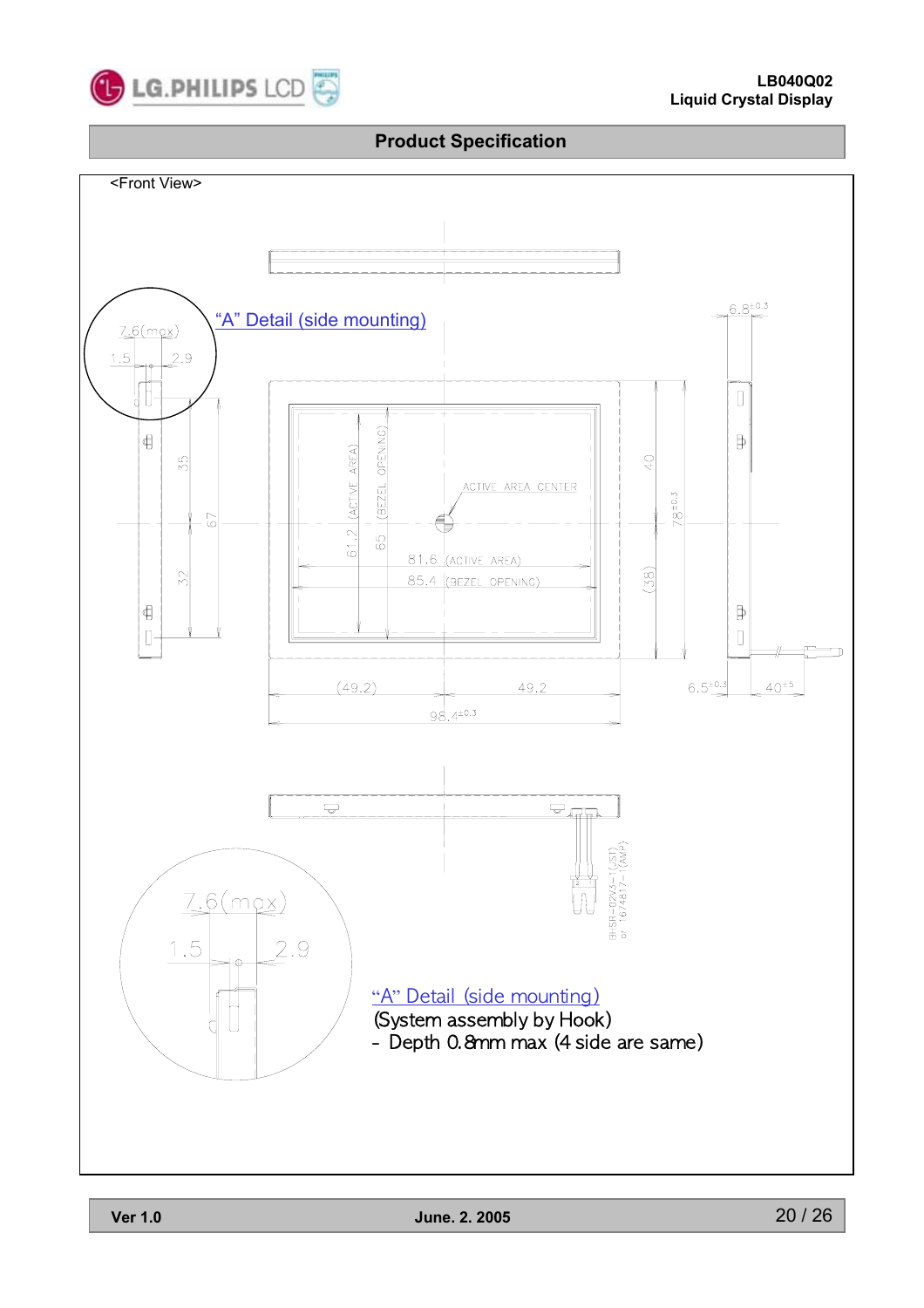## Product Specification

<Front View>

"A" Detail (side mounting)

7.6(max)

1.5 2.9

35

67

32

(ACTIVE AREA) 61.2

(BEZEL OPENING) 65

ACTIVE AREA CENTER

81.6 (ACTIVE AREA)

85.4 (BEZEL OPENING)

40

(38)

$78^{\pm0.3}$

$6.8^{\pm0.3}$

(49.2) 49.2

$98.4^{\pm0.3}$

$6.5^{\pm0.3}$ $40^{\pm5}$

BHSR-02VS-1(JST) or 1674817-1(AMP)

7.6(max)

1.5 2.9

"A" Detail (side mounting)

(System assembly by Hook)

- Depth 0.8mm max (4 side are same)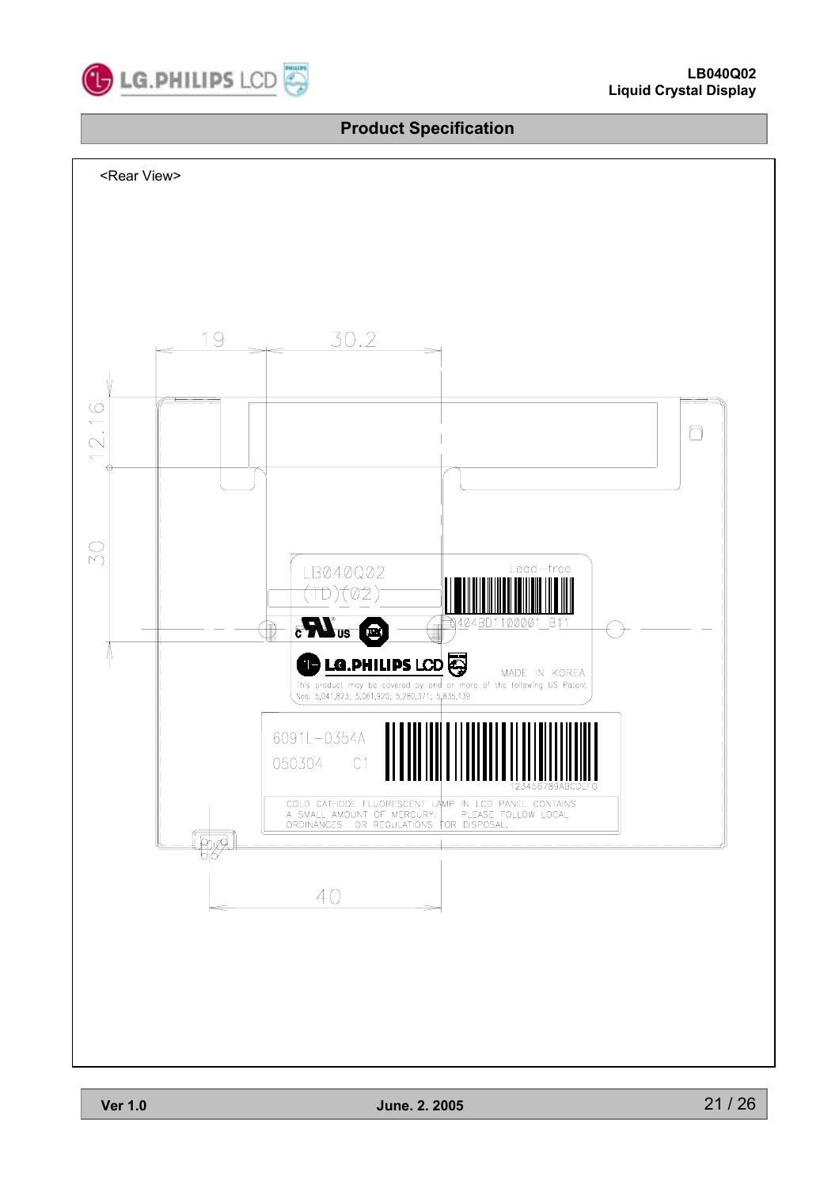## Product Specification

<Rear View>

19

30.2

12.16

30

LB040Q02

(TD)(02)

Lead-free

0404BD1100001_B11

LG.PHILIPS LCD

MADE IN KOREA

This product may be covered by one or more of the following US Patent Nos. 5,041,823; 5,061,920; 5,280,371; 5,835,139

6091L-0354A

050304 C1

123456789ABCDEFG

COLD CATHODE FLUORESCENT LAMP IN LCD PANEL CONTAINS A SMALL AMOUNT OF MERCURY. PLEASE FOLLOW LOCAL ORDINANCES OR REGULATIONS FOR DISPOSAL.

40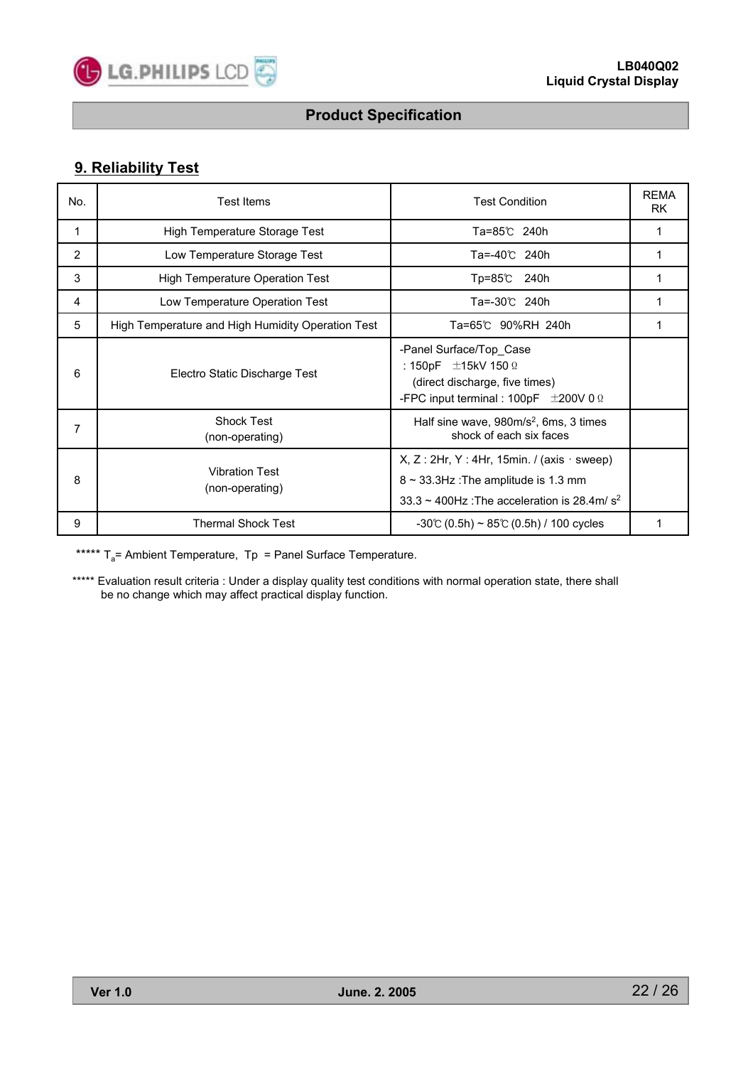## 9. Reliability Test

| No. | Test Items | Test Condition | REMARK |
|---|---|---|---|
| 1 | High Temperature Storage Test | Ta=85℃ 240h | 1 |
| 2 | Low Temperature Storage Test | Ta=-40℃ 240h | 1 |
| 3 | High Temperature Operation Test | Tp=85℃ 240h | 1 |
| 4 | Low Temperature Operation Test | Ta=-30℃ 240h | 1 |
| 5 | High Temperature and High Humidity Operation Test | Ta=65℃ 90%RH 240h | 1 |
| 6 | Electro Static Discharge Test | -Panel Surface/Top_Case<br>: 150pF ±15kV 150Ω<br>(direct discharge, five times)<br>-FPC input terminal : 100pF ±200V 0Ω | |
| 7 | Shock Test<br>(non-operating) | Half sine wave, 980m/s$^2$, 6ms, 3 times shock of each six faces | |
| 8 | Vibration Test<br>(non-operating) | X, Z : 2Hr, Y : 4Hr, 15min. / (axis · sweep)<br>8 ~ 33.3Hz :The amplitude is 1.3 mm<br>33.3 ~ 400Hz :The acceleration is 28.4m/ s$^2$ | |
| 9 | Thermal Shock Test | -30℃ (0.5h) ~ 85℃ (0.5h) / 100 cycles | 1 |

***** $T_a$= Ambient Temperature, Tp = Panel Surface Temperature.

***** Evaluation result criteria : Under a display quality test conditions with normal operation state, there shall be no change which may affect practical display function.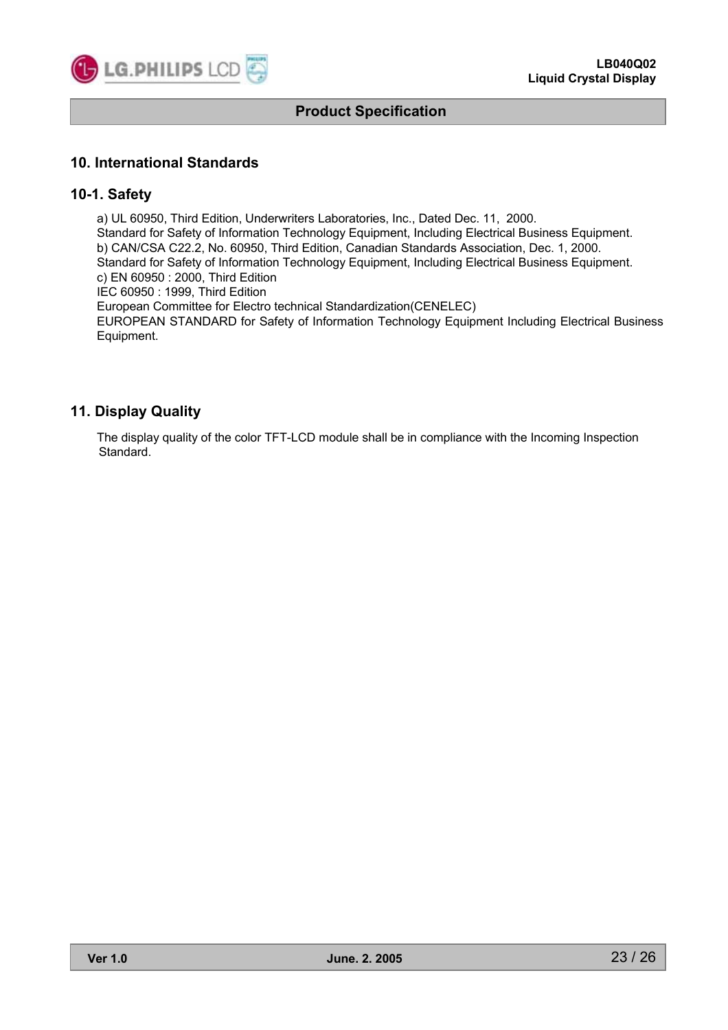## 10. International Standards

### 10-1. Safety

a) UL 60950, Third Edition, Underwriters Laboratories, Inc., Dated Dec. 11, 2000.
Standard for Safety of Information Technology Equipment, Including Electrical Business Equipment.
b) CAN/CSA C22.2, No. 60950, Third Edition, Canadian Standards Association, Dec. 1, 2000.
Standard for Safety of Information Technology Equipment, Including Electrical Business Equipment.
c) EN 60950 : 2000, Third Edition
IEC 60950 : 1999, Third Edition
European Committee for Electro technical Standardization(CENELEC)
EUROPEAN STANDARD for Safety of Information Technology Equipment Including Electrical Business Equipment.

## 11. Display Quality

The display quality of the color TFT-LCD module shall be in compliance with the Incoming Inspection Standard.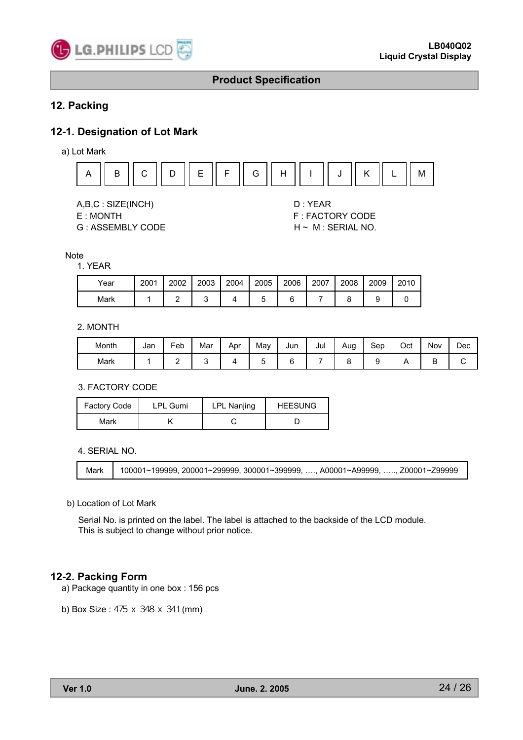## 12. Packing

### 12-1. Designation of Lot Mark

a) Lot Mark

| A | B | C | D | E | F | G | H | I | J | K | L | M |
|---|---|---|---|---|---|---|---|---|---|---|---|---|

A,B,C : SIZE(INCH)
D : YEAR
E : MONTH
F : FACTORY CODE
G : ASSEMBLY CODE
H ~ M : SERIAL NO.

Note

1. YEAR

| Year | 2001 | 2002 | 2003 | 2004 | 2005 | 2006 | 2007 | 2008 | 2009 | 2010 |
|---|---|---|---|---|---|---|---|---|---|---|
| Mark | 1 | 2 | 3 | 4 | 5 | 6 | 7 | 8 | 9 | 0 |

2. MONTH

| Month | Jan | Feb | Mar | Apr | May | Jun | Jul | Aug | Sep | Oct | Nov | Dec |
|---|---|---|---|---|---|---|---|---|---|---|---|---|
| Mark | 1 | 2 | 3 | 4 | 5 | 6 | 7 | 8 | 9 | A | B | C |

3. FACTORY CODE

| Factory Code | LPL Gumi | LPL Nanjing | HEESUNG |
|---|---|---|---|
| Mark | K | C | D |

4. SERIAL NO.

| Mark | 100001~199999, 200001~299999, 300001~399999, …., A00001~A99999, ….., Z00001~Z99999 |
|---|---|

b) Location of Lot Mark

Serial No. is printed on the label. The label is attached to the backside of the LCD module.
This is subject to change without prior notice.

### 12-2. Packing Form

a) Package quantity in one box : 156 pcs

b) Box Size : 475 x 348 x 341 (mm)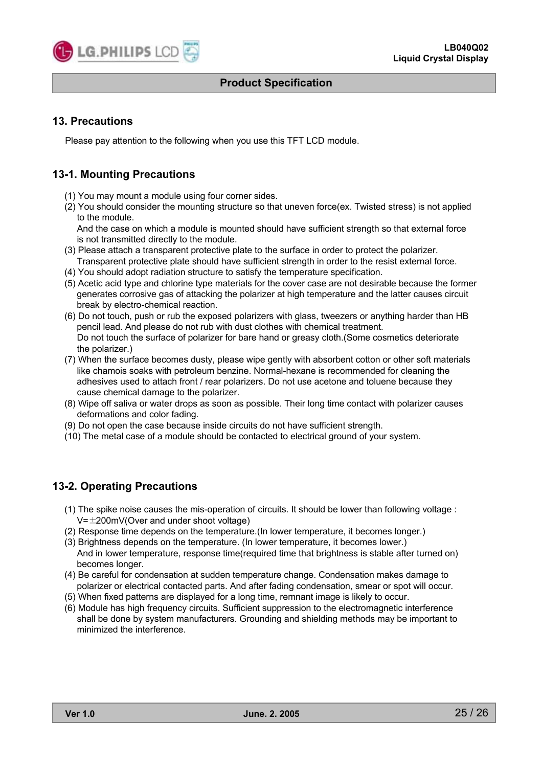## 13. Precautions

Please pay attention to the following when you use this TFT LCD module.

### 13-1. Mounting Precautions

(1) You may mount a module using four corner sides.
(2) You should consider the mounting structure so that uneven force(ex. Twisted stress) is not applied to the module.
    And the case on which a module is mounted should have sufficient strength so that external force is not transmitted directly to the module.
(3) Please attach a transparent protective plate to the surface in order to protect the polarizer.
    Transparent protective plate should have sufficient strength in order to the resist external force.
(4) You should adopt radiation structure to satisfy the temperature specification.
(5) Acetic acid type and chlorine type materials for the cover case are not desirable because the former generates corrosive gas of attacking the polarizer at high temperature and the latter causes circuit break by electro-chemical reaction.
(6) Do not touch, push or rub the exposed polarizers with glass, tweezers or anything harder than HB pencil lead. And please do not rub with dust clothes with chemical treatment.
    Do not touch the surface of polarizer for bare hand or greasy cloth.(Some cosmetics deteriorate the polarizer.)
(7) When the surface becomes dusty, please wipe gently with absorbent cotton or other soft materials like chamois soaks with petroleum benzine. Normal-hexane is recommended for cleaning the adhesives used to attach front / rear polarizers. Do not use acetone and toluene because they cause chemical damage to the polarizer.
(8) Wipe off saliva or water drops as soon as possible. Their long time contact with polarizer causes deformations and color fading.
(9) Do not open the case because inside circuits do not have sufficient strength.
(10) The metal case of a module should be contacted to electrical ground of your system.

### 13-2. Operating Precautions

(1) The spike noise causes the mis-operation of circuits. It should be lower than following voltage : V=±200mV(Over and under shoot voltage)
(2) Response time depends on the temperature.(In lower temperature, it becomes longer.)
(3) Brightness depends on the temperature. (In lower temperature, it becomes lower.)
    And in lower temperature, response time(required time that brightness is stable after turned on) becomes longer.
(4) Be careful for condensation at sudden temperature change. Condensation makes damage to polarizer or electrical contacted parts. And after fading condensation, smear or spot will occur.
(5) When fixed patterns are displayed for a long time, remnant image is likely to occur.
(6) Module has high frequency circuits. Sufficient suppression to the electromagnetic interference shall be done by system manufacturers. Grounding and shielding methods may be important to minimized the interference.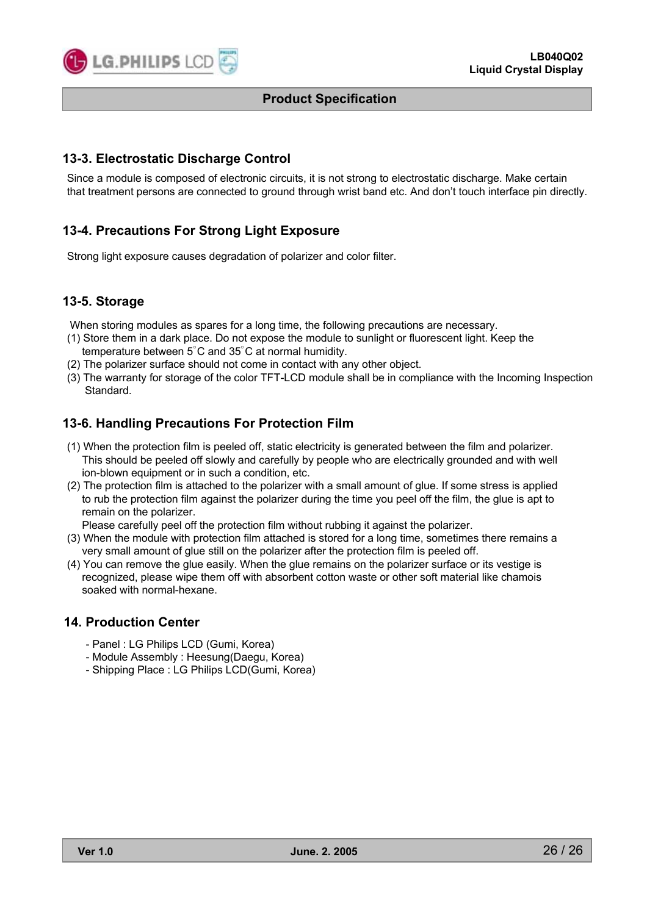## 13-3. Electrostatic Discharge Control

Since a module is composed of electronic circuits, it is not strong to electrostatic discharge. Make certain that treatment persons are connected to ground through wrist band etc. And don't touch interface pin directly.

## 13-4. Precautions For Strong Light Exposure

Strong light exposure causes degradation of polarizer and color filter.

## 13-5. Storage

When storing modules as spares for a long time, the following precautions are necessary.

(1) Store them in a dark place. Do not expose the module to sunlight or fluorescent light. Keep the temperature between 5°C and 35°C at normal humidity.
(2) The polarizer surface should not come in contact with any other object.
(3) The warranty for storage of the color TFT-LCD module shall be in compliance with the Incoming Inspection Standard.

## 13-6. Handling Precautions For Protection Film

(1) When the protection film is peeled off, static electricity is generated between the film and polarizer. This should be peeled off slowly and carefully by people who are electrically grounded and with well ion-blown equipment or in such a condition, etc.
(2) The protection film is attached to the polarizer with a small amount of glue. If some stress is applied to rub the protection film against the polarizer during the time you peel off the film, the glue is apt to remain on the polarizer.
Please carefully peel off the protection film without rubbing it against the polarizer.
(3) When the module with protection film attached is stored for a long time, sometimes there remains a very small amount of glue still on the polarizer after the protection film is peeled off.
(4) You can remove the glue easily. When the glue remains on the polarizer surface or its vestige is recognized, please wipe them off with absorbent cotton waste or other soft material like chamois soaked with normal-hexane.

## 14. Production Center

- Panel : LG Philips LCD (Gumi, Korea)
- Module Assembly : Heesung(Daegu, Korea)
- Shipping Place : LG Philips LCD(Gumi, Korea)